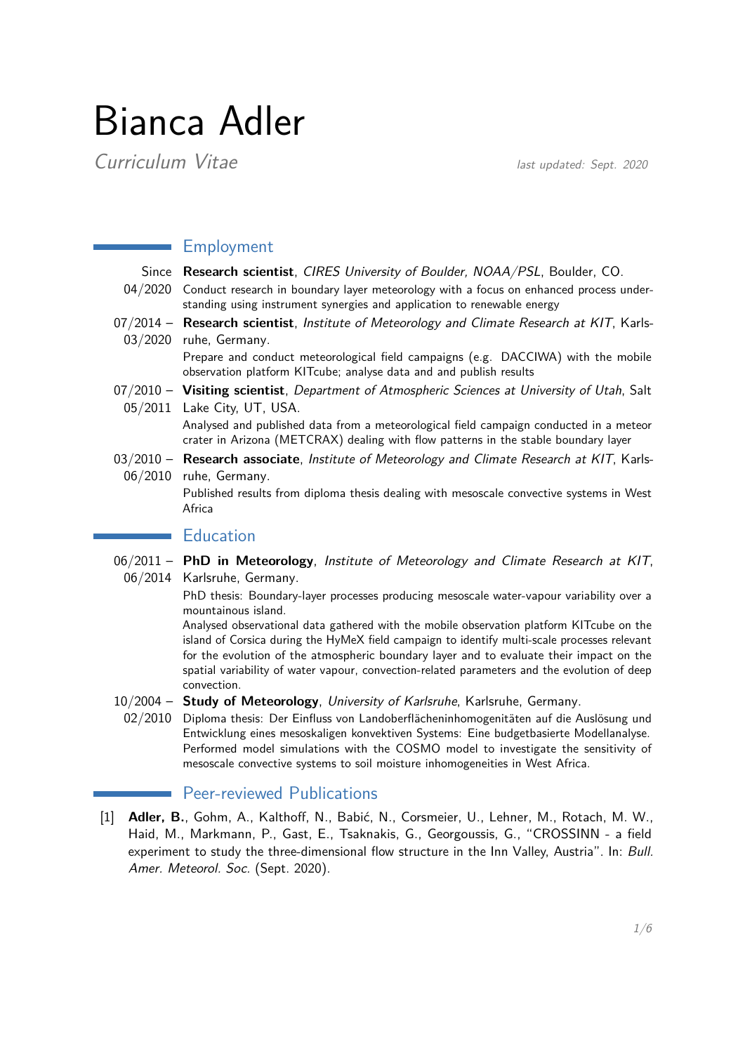# Bianca Adler

*Curriculum Vitae*

*last updated: Sept. 2020*

## Employment

Since 04/2020 — **Research scientist**, *CIRES University of Boulder, NOAA/PSL*, Boulder, CO.
Conduct research in boundary layer meteorology with a focus on enhanced process understanding using instrument synergies and application to renewable energy

07/2014 – 03/2020 — **Research scientist**, *Institute of Meteorology and Climate Research at KIT*, Karlsruhe, Germany.
Prepare and conduct meteorological field campaigns (e.g. DACCIWA) with the mobile observation platform KITcube; analyse data and and publish results

07/2010 – 05/2011 — **Visiting scientist**, *Department of Atmospheric Sciences at University of Utah*, Salt Lake City, UT, USA.
Analysed and published data from a meteorological field campaign conducted in a meteor crater in Arizona (METCRAX) dealing with flow patterns in the stable boundary layer

03/2010 – 06/2010 — **Research associate**, *Institute of Meteorology and Climate Research at KIT*, Karlsruhe, Germany.
Published results from diploma thesis dealing with mesoscale convective systems in West Africa

## Education

06/2011 – 06/2014 — **PhD in Meteorology**, *Institute of Meteorology and Climate Research at KIT*, Karlsruhe, Germany.
PhD thesis: Boundary-layer processes producing mesoscale water-vapour variability over a mountainous island.
Analysed observational data gathered with the mobile observation platform KITcube on the island of Corsica during the HyMeX field campaign to identify multi-scale processes relevant for the evolution of the atmospheric boundary layer and to evaluate their impact on the spatial variability of water vapour, convection-related parameters and the evolution of deep convection.

10/2004 – 02/2010 — **Study of Meteorology**, *University of Karlsruhe*, Karlsruhe, Germany.
Diploma thesis: Der Einfluss von Landoberflächeninhomogenitäten auf die Auslösung und Entwicklung eines mesoskaligen konvektiven Systems: Eine budgetbasierte Modellanalyse.
Performed model simulations with the COSMO model to investigate the sensitivity of mesoscale convective systems to soil moisture inhomogeneities in West Africa.

## Peer-reviewed Publications

[1] **Adler, B.**, Gohm, A., Kalthoff, N., Babić, N., Corsmeier, U., Lehner, M., Rotach, M. W., Haid, M., Markmann, P., Gast, E., Tsaknakis, G., Georgoussis, G., "CROSSINN - a field experiment to study the three-dimensional flow structure in the Inn Valley, Austria". In: *Bull. Amer. Meteorol. Soc.* (Sept. 2020).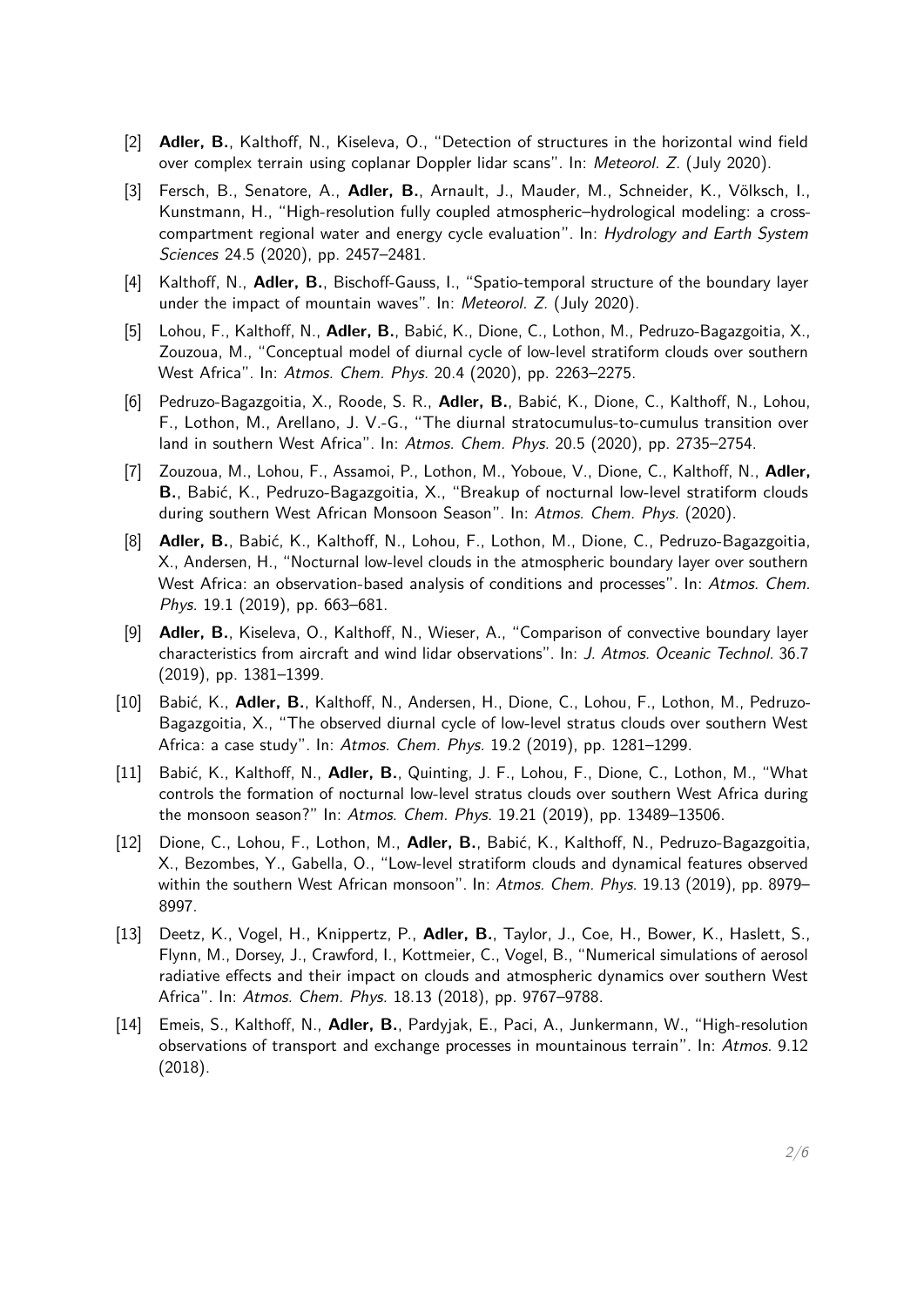[2] **Adler, B.**, Kalthoff, N., Kiseleva, O., "Detection of structures in the horizontal wind field over complex terrain using coplanar Doppler lidar scans". In: *Meteorol. Z.* (July 2020).

[3] Fersch, B., Senatore, A., **Adler, B.**, Arnault, J., Mauder, M., Schneider, K., Völksch, I., Kunstmann, H., "High-resolution fully coupled atmospheric–hydrological modeling: a cross-compartment regional water and energy cycle evaluation". In: *Hydrology and Earth System Sciences* 24.5 (2020), pp. 2457–2481.

[4] Kalthoff, N., **Adler, B.**, Bischoff-Gauss, I., "Spatio-temporal structure of the boundary layer under the impact of mountain waves". In: *Meteorol. Z.* (July 2020).

[5] Lohou, F., Kalthoff, N., **Adler, B.**, Babić, K., Dione, C., Lothon, M., Pedruzo-Bagazgoitia, X., Zouzoua, M., "Conceptual model of diurnal cycle of low-level stratiform clouds over southern West Africa". In: *Atmos. Chem. Phys.* 20.4 (2020), pp. 2263–2275.

[6] Pedruzo-Bagazgoitia, X., Roode, S. R., **Adler, B.**, Babić, K., Dione, C., Kalthoff, N., Lohou, F., Lothon, M., Arellano, J. V.-G., "The diurnal stratocumulus-to-cumulus transition over land in southern West Africa". In: *Atmos. Chem. Phys.* 20.5 (2020), pp. 2735–2754.

[7] Zouzoua, M., Lohou, F., Assamoi, P., Lothon, M., Yoboue, V., Dione, C., Kalthoff, N., **Adler, B.**, Babić, K., Pedruzo-Bagazgoitia, X., "Breakup of nocturnal low-level stratiform clouds during southern West African Monsoon Season". In: *Atmos. Chem. Phys.* (2020).

[8] **Adler, B.**, Babić, K., Kalthoff, N., Lohou, F., Lothon, M., Dione, C., Pedruzo-Bagazgoitia, X., Andersen, H., "Nocturnal low-level clouds in the atmospheric boundary layer over southern West Africa: an observation-based analysis of conditions and processes". In: *Atmos. Chem. Phys.* 19.1 (2019), pp. 663–681.

[9] **Adler, B.**, Kiseleva, O., Kalthoff, N., Wieser, A., "Comparison of convective boundary layer characteristics from aircraft and wind lidar observations". In: *J. Atmos. Oceanic Technol.* 36.7 (2019), pp. 1381–1399.

[10] Babić, K., **Adler, B.**, Kalthoff, N., Andersen, H., Dione, C., Lohou, F., Lothon, M., Pedruzo-Bagazgoitia, X., "The observed diurnal cycle of low-level stratus clouds over southern West Africa: a case study". In: *Atmos. Chem. Phys.* 19.2 (2019), pp. 1281–1299.

[11] Babić, K., Kalthoff, N., **Adler, B.**, Quinting, J. F., Lohou, F., Dione, C., Lothon, M., "What controls the formation of nocturnal low-level stratus clouds over southern West Africa during the monsoon season?" In: *Atmos. Chem. Phys.* 19.21 (2019), pp. 13489–13506.

[12] Dione, C., Lohou, F., Lothon, M., **Adler, B.**, Babić, K., Kalthoff, N., Pedruzo-Bagazgoitia, X., Bezombes, Y., Gabella, O., "Low-level stratiform clouds and dynamical features observed within the southern West African monsoon". In: *Atmos. Chem. Phys.* 19.13 (2019), pp. 8979–8997.

[13] Deetz, K., Vogel, H., Knippertz, P., **Adler, B.**, Taylor, J., Coe, H., Bower, K., Haslett, S., Flynn, M., Dorsey, J., Crawford, I., Kottmeier, C., Vogel, B., "Numerical simulations of aerosol radiative effects and their impact on clouds and atmospheric dynamics over southern West Africa". In: *Atmos. Chem. Phys.* 18.13 (2018), pp. 9767–9788.

[14] Emeis, S., Kalthoff, N., **Adler, B.**, Pardyjak, E., Paci, A., Junkermann, W., "High-resolution observations of transport and exchange processes in mountainous terrain". In: *Atmos.* 9.12 (2018).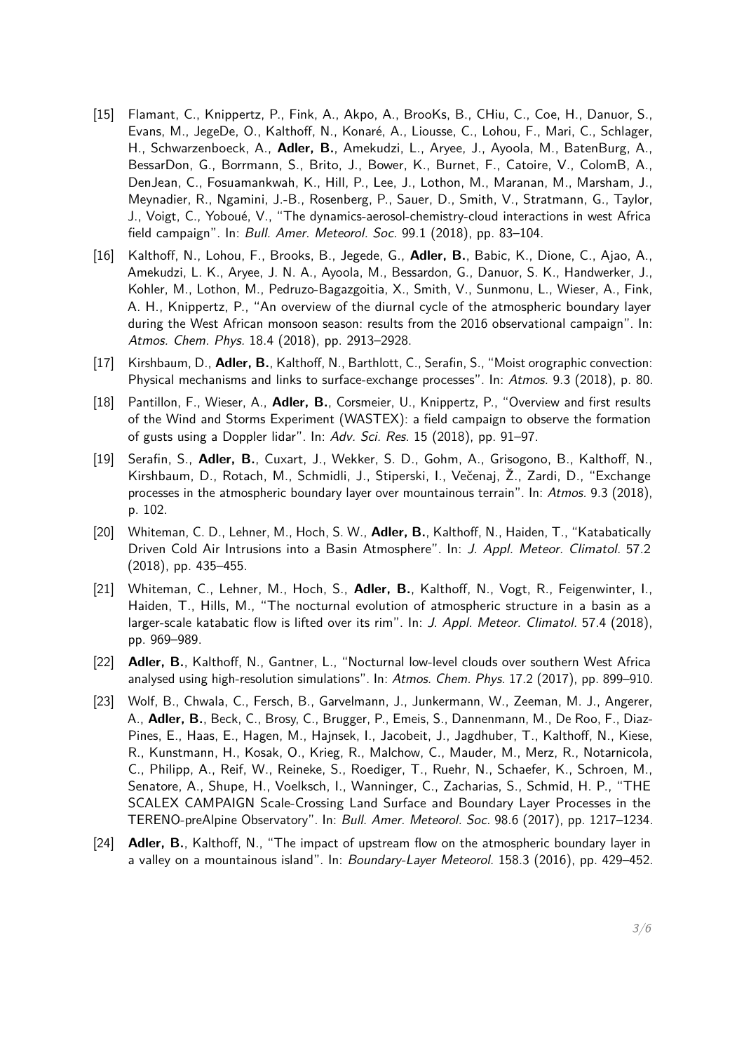[15] Flamant, C., Knippertz, P., Fink, A., Akpo, A., BrooKs, B., CHiu, C., Coe, H., Danuor, S., Evans, M., JegeDe, O., Kalthoff, N., Konaré, A., Liousse, C., Lohou, F., Mari, C., Schlager, H., Schwarzenboeck, A., **Adler, B.**, Amekudzi, L., Aryee, J., Ayoola, M., BatenBurg, A., BessarDon, G., Borrmann, S., Brito, J., Bower, K., Burnet, F., Catoire, V., ColomB, A., DenJean, C., Fosuamankwah, K., Hill, P., Lee, J., Lothon, M., Maranan, M., Marsham, J., Meynadier, R., Ngamini, J.-B., Rosenberg, P., Sauer, D., Smith, V., Stratmann, G., Taylor, J., Voigt, C., Yoboué, V., "The dynamics-aerosol-chemistry-cloud interactions in west Africa field campaign". In: *Bull. Amer. Meteorol. Soc.* 99.1 (2018), pp. 83–104.

[16] Kalthoff, N., Lohou, F., Brooks, B., Jegede, G., **Adler, B.**, Babic, K., Dione, C., Ajao, A., Amekudzi, L. K., Aryee, J. N. A., Ayoola, M., Bessardon, G., Danuor, S. K., Handwerker, J., Kohler, M., Lothon, M., Pedruzo-Bagazgoitia, X., Smith, V., Sunmonu, L., Wieser, A., Fink, A. H., Knippertz, P., "An overview of the diurnal cycle of the atmospheric boundary layer during the West African monsoon season: results from the 2016 observational campaign". In: *Atmos. Chem. Phys.* 18.4 (2018), pp. 2913–2928.

[17] Kirshbaum, D., **Adler, B.**, Kalthoff, N., Barthlott, C., Serafin, S., "Moist orographic convection: Physical mechanisms and links to surface-exchange processes". In: *Atmos.* 9.3 (2018), p. 80.

[18] Pantillon, F., Wieser, A., **Adler, B.**, Corsmeier, U., Knippertz, P., "Overview and first results of the Wind and Storms Experiment (WASTEX): a field campaign to observe the formation of gusts using a Doppler lidar". In: *Adv. Sci. Res.* 15 (2018), pp. 91–97.

[19] Serafin, S., **Adler, B.**, Cuxart, J., Wekker, S. D., Gohm, A., Grisogono, B., Kalthoff, N., Kirshbaum, D., Rotach, M., Schmidli, J., Stiperski, I., Večenaj, Ž., Zardi, D., "Exchange processes in the atmospheric boundary layer over mountainous terrain". In: *Atmos.* 9.3 (2018), p. 102.

[20] Whiteman, C. D., Lehner, M., Hoch, S. W., **Adler, B.**, Kalthoff, N., Haiden, T., "Katabatically Driven Cold Air Intrusions into a Basin Atmosphere". In: *J. Appl. Meteor. Climatol.* 57.2 (2018), pp. 435–455.

[21] Whiteman, C., Lehner, M., Hoch, S., **Adler, B.**, Kalthoff, N., Vogt, R., Feigenwinter, I., Haiden, T., Hills, M., "The nocturnal evolution of atmospheric structure in a basin as a larger-scale katabatic flow is lifted over its rim". In: *J. Appl. Meteor. Climatol.* 57.4 (2018), pp. 969–989.

[22] **Adler, B.**, Kalthoff, N., Gantner, L., "Nocturnal low-level clouds over southern West Africa analysed using high-resolution simulations". In: *Atmos. Chem. Phys.* 17.2 (2017), pp. 899–910.

[23] Wolf, B., Chwala, C., Fersch, B., Garvelmann, J., Junkermann, W., Zeeman, M. J., Angerer, A., **Adler, B.**, Beck, C., Brosy, C., Brugger, P., Emeis, S., Dannenmann, M., De Roo, F., Diaz-Pines, E., Haas, E., Hagen, M., Hajnsek, I., Jacobeit, J., Jagdhuber, T., Kalthoff, N., Kiese, R., Kunstmann, H., Kosak, O., Krieg, R., Malchow, C., Mauder, M., Merz, R., Notarnicola, C., Philipp, A., Reif, W., Reineke, S., Roediger, T., Ruehr, N., Schaefer, K., Schroen, M., Senatore, A., Shupe, H., Voelksch, I., Wanninger, C., Zacharias, S., Schmid, H. P., "THE SCALEX CAMPAIGN Scale-Crossing Land Surface and Boundary Layer Processes in the TERENO-preAlpine Observatory". In: *Bull. Amer. Meteorol. Soc.* 98.6 (2017), pp. 1217–1234.

[24] **Adler, B.**, Kalthoff, N., "The impact of upstream flow on the atmospheric boundary layer in a valley on a mountainous island". In: *Boundary-Layer Meteorol.* 158.3 (2016), pp. 429–452.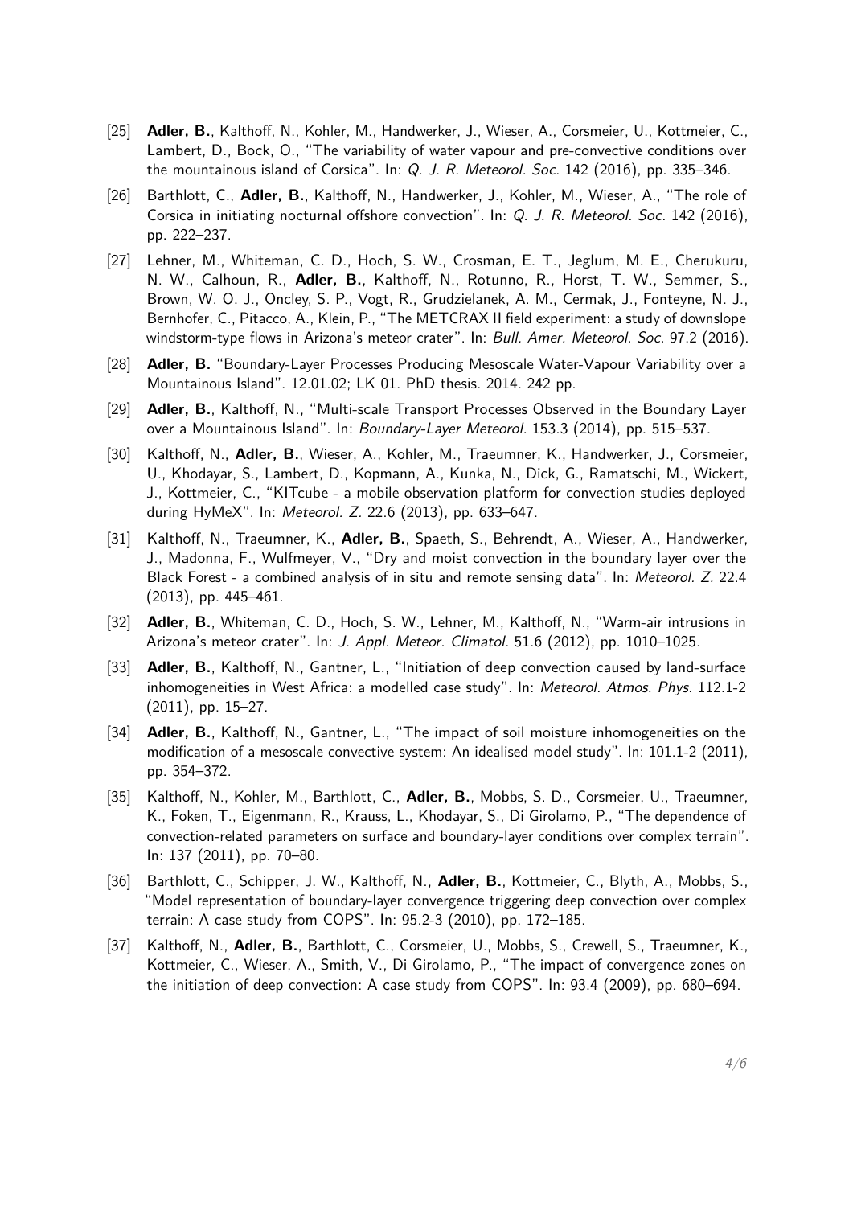[25] **Adler, B.**, Kalthoff, N., Kohler, M., Handwerker, J., Wieser, A., Corsmeier, U., Kottmeier, C., Lambert, D., Bock, O., "The variability of water vapour and pre-convective conditions over the mountainous island of Corsica". In: *Q. J. R. Meteorol. Soc.* 142 (2016), pp. 335–346.

[26] Barthlott, C., **Adler, B.**, Kalthoff, N., Handwerker, J., Kohler, M., Wieser, A., "The role of Corsica in initiating nocturnal offshore convection". In: *Q. J. R. Meteorol. Soc.* 142 (2016), pp. 222–237.

[27] Lehner, M., Whiteman, C. D., Hoch, S. W., Crosman, E. T., Jeglum, M. E., Cherukuru, N. W., Calhoun, R., **Adler, B.**, Kalthoff, N., Rotunno, R., Horst, T. W., Semmer, S., Brown, W. O. J., Oncley, S. P., Vogt, R., Grudzielanek, A. M., Cermak, J., Fonteyne, N. J., Bernhofer, C., Pitacco, A., Klein, P., "The METCRAX II field experiment: a study of downslope windstorm-type flows in Arizona's meteor crater". In: *Bull. Amer. Meteorol. Soc.* 97.2 (2016).

[28] **Adler, B.** "Boundary-Layer Processes Producing Mesoscale Water-Vapour Variability over a Mountainous Island". 12.01.02; LK 01. PhD thesis. 2014. 242 pp.

[29] **Adler, B.**, Kalthoff, N., "Multi-scale Transport Processes Observed in the Boundary Layer over a Mountainous Island". In: *Boundary-Layer Meteorol.* 153.3 (2014), pp. 515–537.

[30] Kalthoff, N., **Adler, B.**, Wieser, A., Kohler, M., Traeumner, K., Handwerker, J., Corsmeier, U., Khodayar, S., Lambert, D., Kopmann, A., Kunka, N., Dick, G., Ramatschi, M., Wickert, J., Kottmeier, C., "KITcube - a mobile observation platform for convection studies deployed during HyMeX". In: *Meteorol. Z.* 22.6 (2013), pp. 633–647.

[31] Kalthoff, N., Traeumner, K., **Adler, B.**, Spaeth, S., Behrendt, A., Wieser, A., Handwerker, J., Madonna, F., Wulfmeyer, V., "Dry and moist convection in the boundary layer over the Black Forest - a combined analysis of in situ and remote sensing data". In: *Meteorol. Z.* 22.4 (2013), pp. 445–461.

[32] **Adler, B.**, Whiteman, C. D., Hoch, S. W., Lehner, M., Kalthoff, N., "Warm-air intrusions in Arizona's meteor crater". In: *J. Appl. Meteor. Climatol.* 51.6 (2012), pp. 1010–1025.

[33] **Adler, B.**, Kalthoff, N., Gantner, L., "Initiation of deep convection caused by land-surface inhomogeneities in West Africa: a modelled case study". In: *Meteorol. Atmos. Phys.* 112.1-2 (2011), pp. 15–27.

[34] **Adler, B.**, Kalthoff, N., Gantner, L., "The impact of soil moisture inhomogeneities on the modification of a mesoscale convective system: An idealised model study". In: 101.1-2 (2011), pp. 354–372.

[35] Kalthoff, N., Kohler, M., Barthlott, C., **Adler, B.**, Mobbs, S. D., Corsmeier, U., Traeumner, K., Foken, T., Eigenmann, R., Krauss, L., Khodayar, S., Di Girolamo, P., "The dependence of convection-related parameters on surface and boundary-layer conditions over complex terrain". In: 137 (2011), pp. 70–80.

[36] Barthlott, C., Schipper, J. W., Kalthoff, N., **Adler, B.**, Kottmeier, C., Blyth, A., Mobbs, S., "Model representation of boundary-layer convergence triggering deep convection over complex terrain: A case study from COPS". In: 95.2-3 (2010), pp. 172–185.

[37] Kalthoff, N., **Adler, B.**, Barthlott, C., Corsmeier, U., Mobbs, S., Crewell, S., Traeumner, K., Kottmeier, C., Wieser, A., Smith, V., Di Girolamo, P., "The impact of convergence zones on the initiation of deep convection: A case study from COPS". In: 93.4 (2009), pp. 680–694.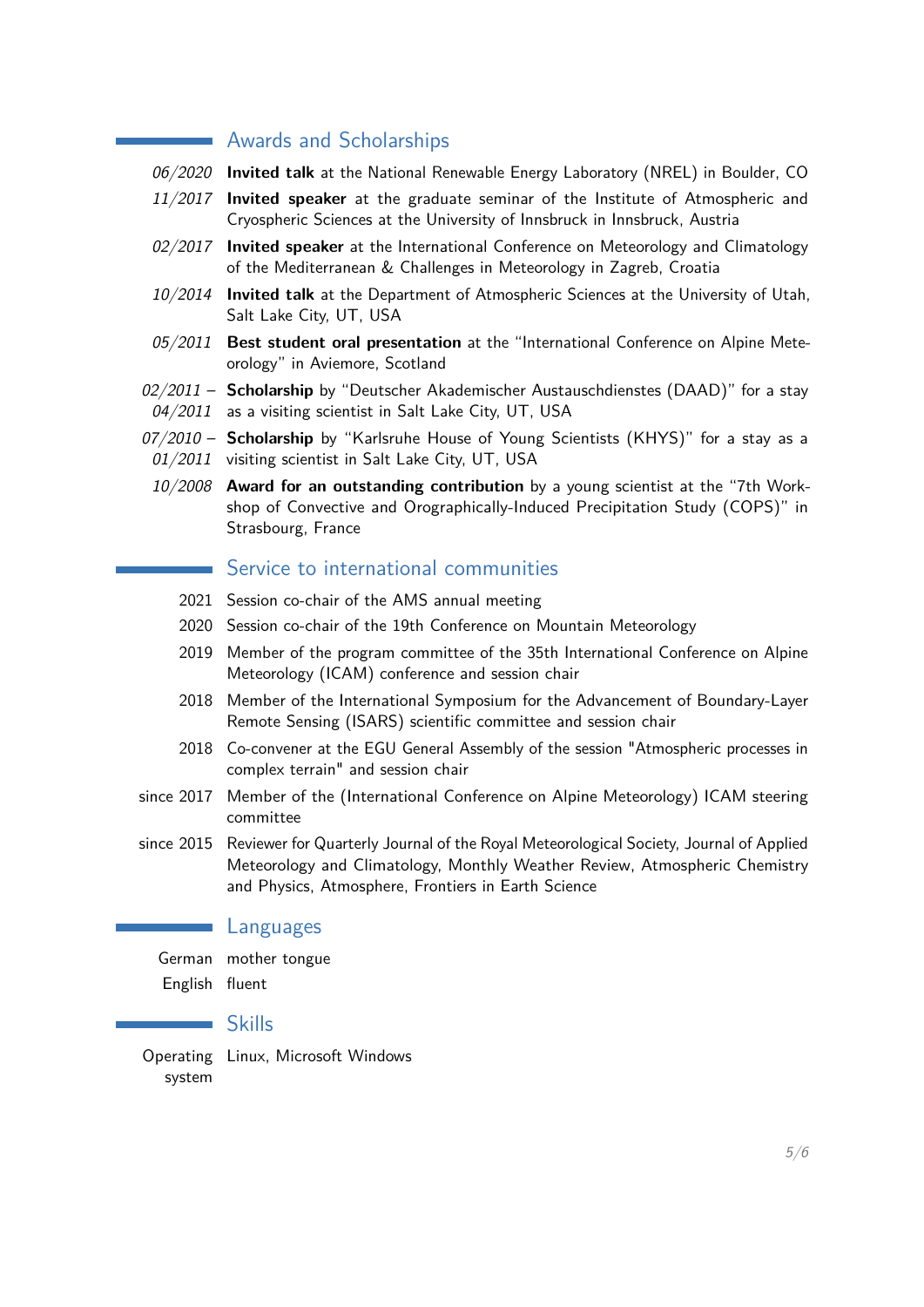## Awards and Scholarships

*06/2020* **Invited talk** at the National Renewable Energy Laboratory (NREL) in Boulder, CO

*11/2017* **Invited speaker** at the graduate seminar of the Institute of Atmospheric and Cryospheric Sciences at the University of Innsbruck in Innsbruck, Austria

*02/2017* **Invited speaker** at the International Conference on Meteorology and Climatology of the Mediterranean & Challenges in Meteorology in Zagreb, Croatia

*10/2014* **Invited talk** at the Department of Atmospheric Sciences at the University of Utah, Salt Lake City, UT, USA

*05/2011* **Best student oral presentation** at the "International Conference on Alpine Meteorology" in Aviemore, Scotland

*02/2011 – 04/2011* **Scholarship** by "Deutscher Akademischer Austauschdienstes (DAAD)" for a stay as a visiting scientist in Salt Lake City, UT, USA

*07/2010 – 01/2011* **Scholarship** by "Karlsruhe House of Young Scientists (KHYS)" for a stay as a visiting scientist in Salt Lake City, UT, USA

*10/2008* **Award for an outstanding contribution** by a young scientist at the "7th Workshop of Convective and Orographically-Induced Precipitation Study (COPS)" in Strasbourg, France

## Service to international communities

2021 Session co-chair of the AMS annual meeting

2020 Session co-chair of the 19th Conference on Mountain Meteorology

2019 Member of the program committee of the 35th International Conference on Alpine Meteorology (ICAM) conference and session chair

2018 Member of the International Symposium for the Advancement of Boundary-Layer Remote Sensing (ISARS) scientific committee and session chair

2018 Co-convener at the EGU General Assembly of the session "Atmospheric processes in complex terrain" and session chair

since 2017 Member of the (International Conference on Alpine Meteorology) ICAM steering committee

since 2015 Reviewer for Quarterly Journal of the Royal Meteorological Society, Journal of Applied Meteorology and Climatology, Monthly Weather Review, Atmospheric Chemistry and Physics, Atmosphere, Frontiers in Earth Science

## Languages

German mother tongue

English fluent

## Skills

Operating system Linux, Microsoft Windows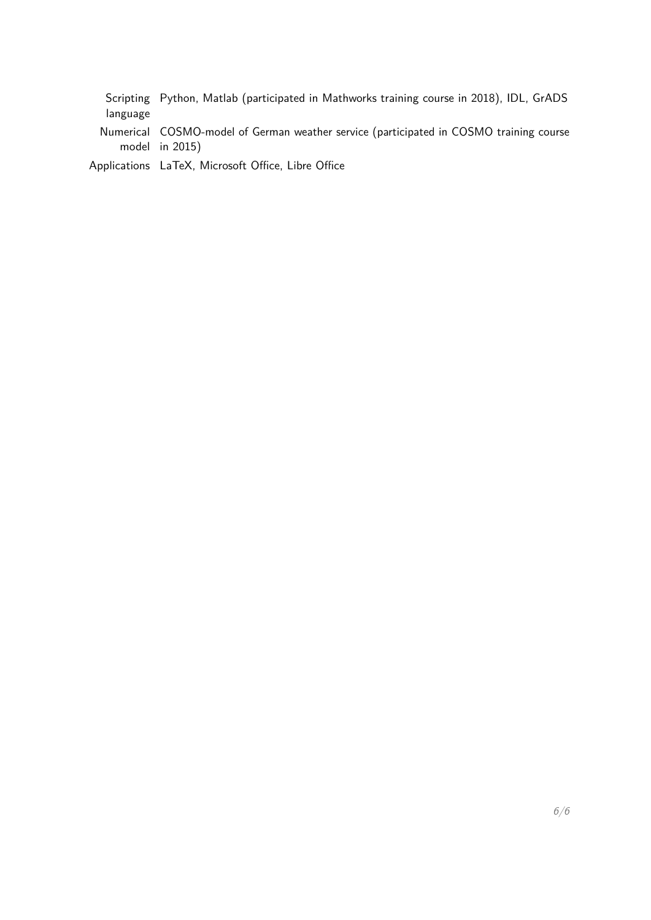| | |
|---|---|
| Scripting language | Python, Matlab (participated in Mathworks training course in 2018), IDL, GrADS |
| Numerical model | COSMO-model of German weather service (participated in COSMO training course in 2015) |
| Applications | LaTeX, Microsoft Office, Libre Office |